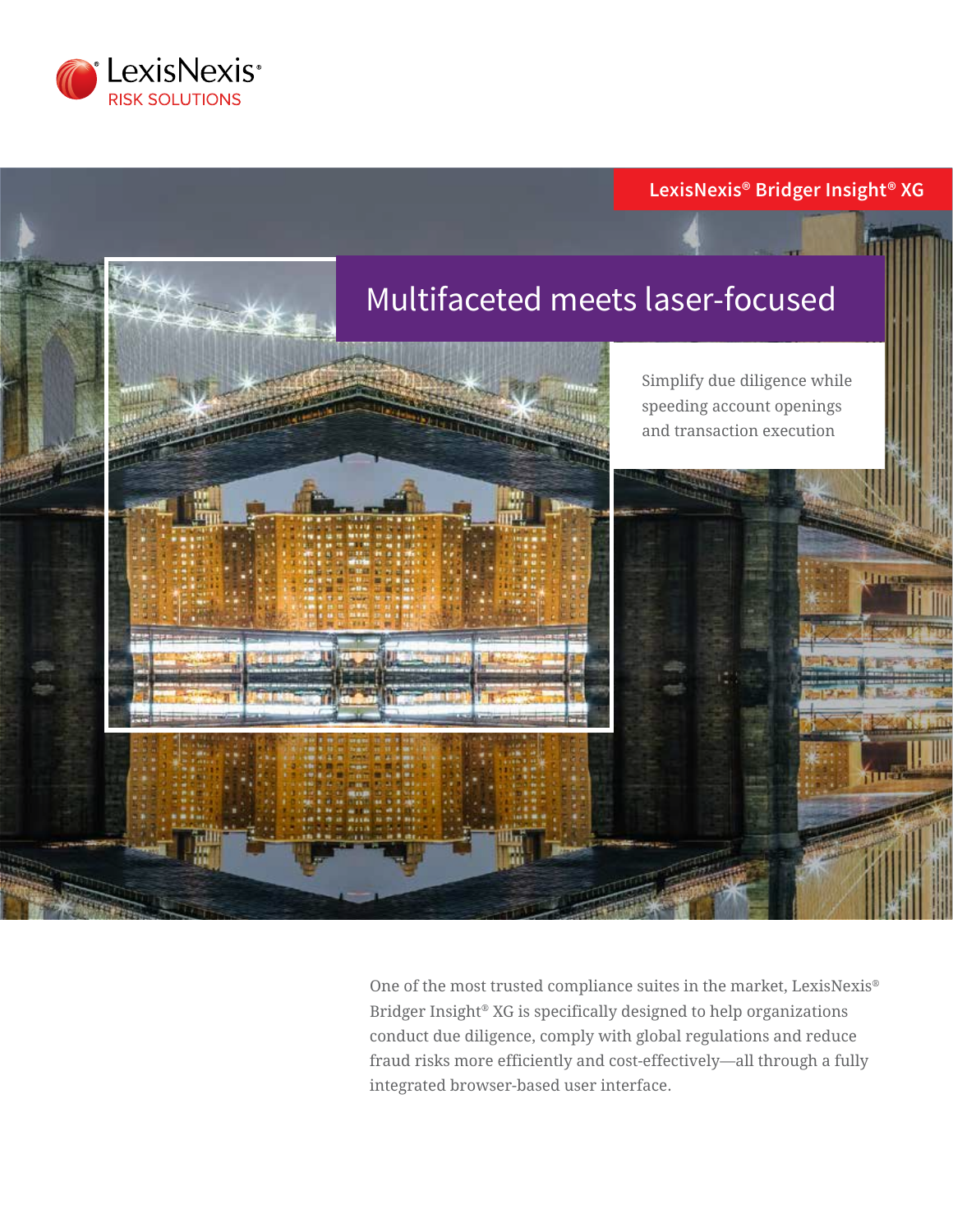LexisNexis® RISK SOLUTIONS

LexisNexis® Bridger Insight® XG

# Multifaceted meets laser-focused

Simplify due diligence while speeding account openings and transaction execution

One of the most trusted compliance suites in the market, LexisNexis® Bridger Insight® XG is specifically designed to help organizations conduct due diligence, comply with global regulations and reduce fraud risks more efficiently and cost-effectively—all through a fully integrated browser-based user interface.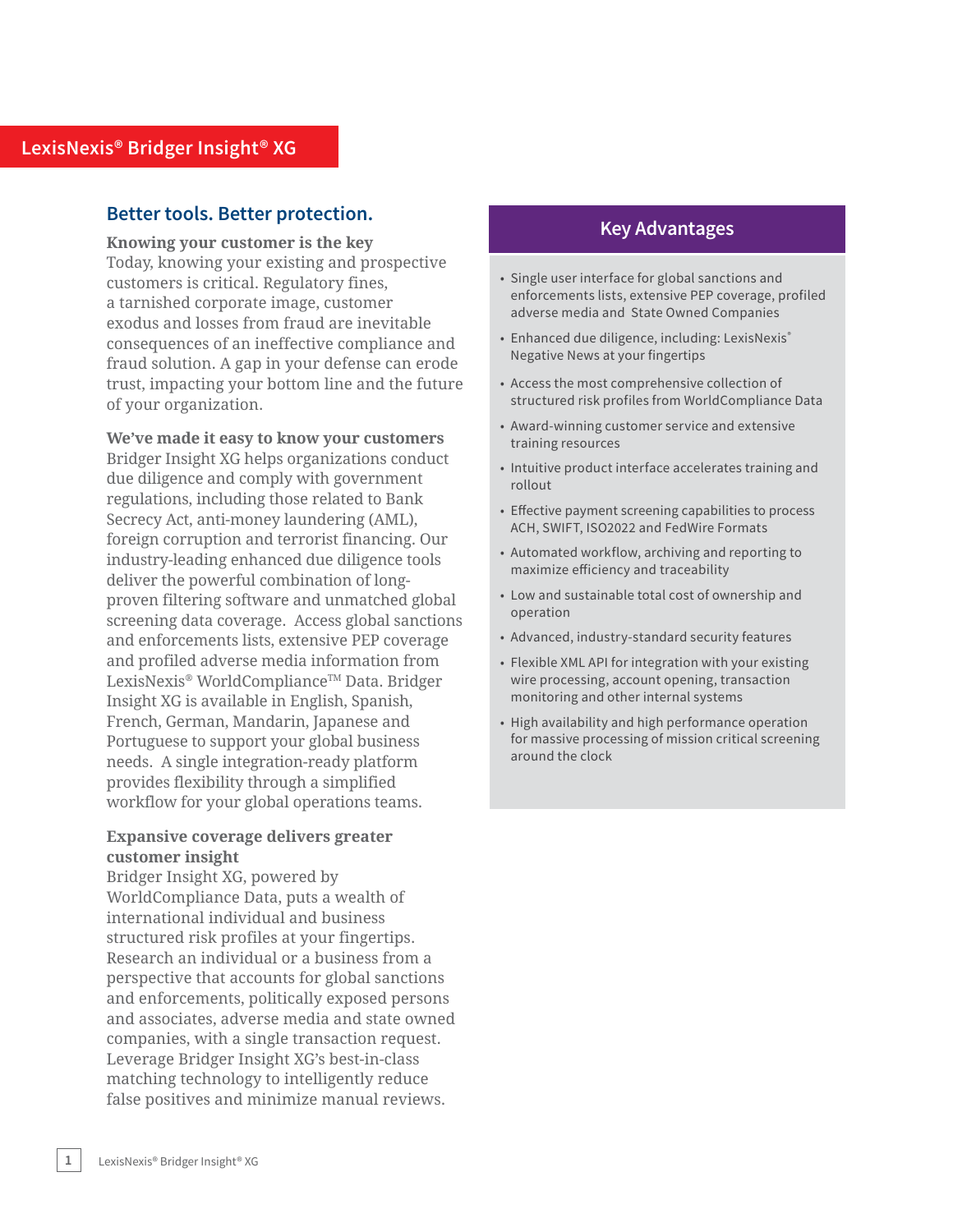# LexisNexis® Bridger Insight® XG

## Better tools. Better protection.

**Knowing your customer is the key**

Today, knowing your existing and prospective customers is critical. Regulatory fines, a tarnished corporate image, customer exodus and losses from fraud are inevitable consequences of an ineffective compliance and fraud solution. A gap in your defense can erode trust, impacting your bottom line and the future of your organization.

**We've made it easy to know your customers**

Bridger Insight XG helps organizations conduct due diligence and comply with government regulations, including those related to Bank Secrecy Act, anti-money laundering (AML), foreign corruption and terrorist financing. Our industry-leading enhanced due diligence tools deliver the powerful combination of long-proven filtering software and unmatched global screening data coverage. Access global sanctions and enforcements lists, extensive PEP coverage and profiled adverse media information from LexisNexis® WorldCompliance™ Data. Bridger Insight XG is available in English, Spanish, French, German, Mandarin, Japanese and Portuguese to support your global business needs. A single integration-ready platform provides flexibility through a simplified workflow for your global operations teams.

**Expansive coverage delivers greater customer insight**

Bridger Insight XG, powered by WorldCompliance Data, puts a wealth of international individual and business structured risk profiles at your fingertips. Research an individual or a business from a perspective that accounts for global sanctions and enforcements, politically exposed persons and associates, adverse media and state owned companies, with a single transaction request. Leverage Bridger Insight XG's best-in-class matching technology to intelligently reduce false positives and minimize manual reviews.

## Key Advantages

- Single user interface for global sanctions and enforcements lists, extensive PEP coverage, profiled adverse media and State Owned Companies
- Enhanced due diligence, including: LexisNexis® Negative News at your fingertips
- Access the most comprehensive collection of structured risk profiles from WorldCompliance Data
- Award-winning customer service and extensive training resources
- Intuitive product interface accelerates training and rollout
- Effective payment screening capabilities to process ACH, SWIFT, ISO2022 and FedWire Formats
- Automated workflow, archiving and reporting to maximize efficiency and traceability
- Low and sustainable total cost of ownership and operation
- Advanced, industry-standard security features
- Flexible XML API for integration with your existing wire processing, account opening, transaction monitoring and other internal systems
- High availability and high performance operation for massive processing of mission critical screening around the clock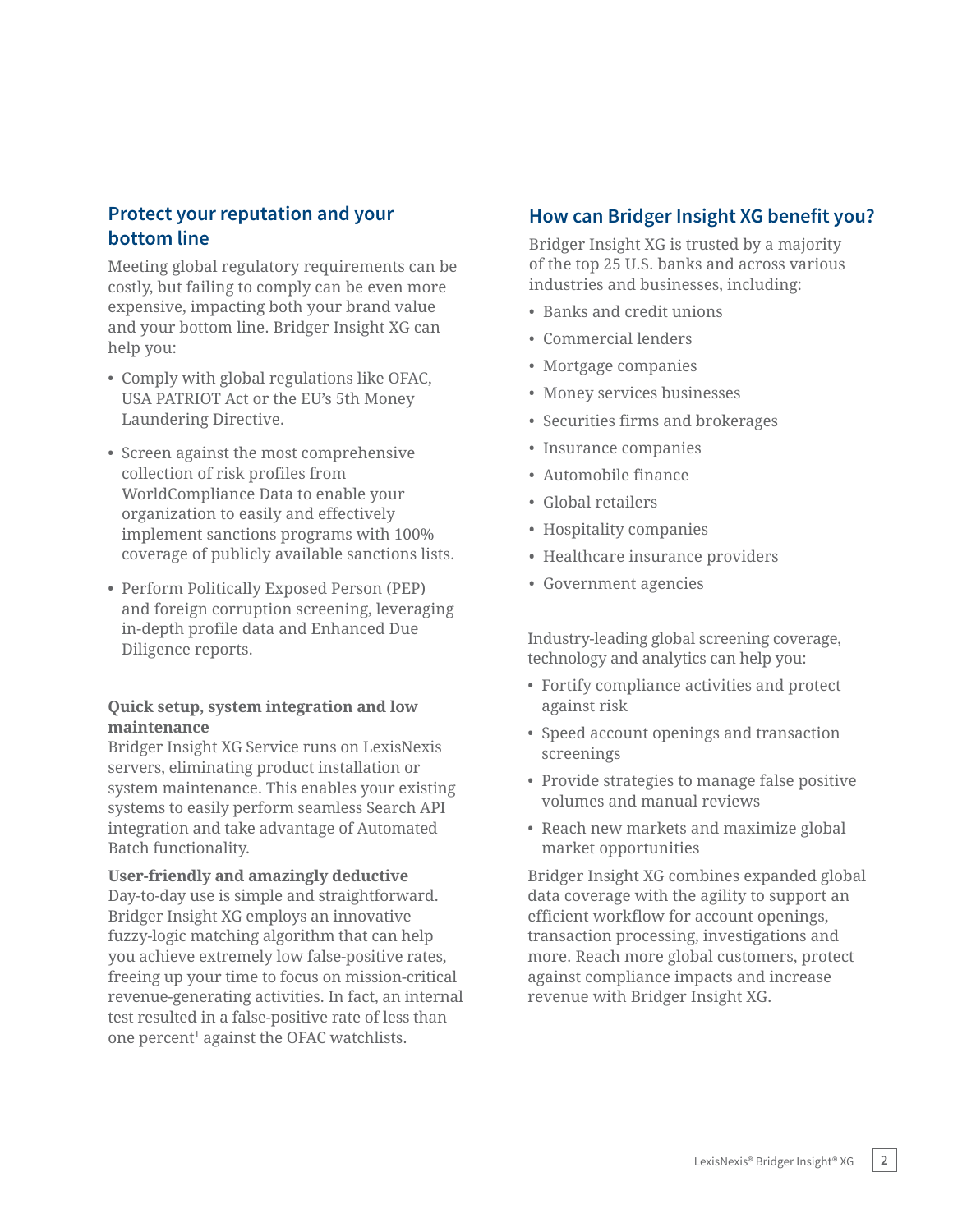## Protect your reputation and your bottom line

Meeting global regulatory requirements can be costly, but failing to comply can be even more expensive, impacting both your brand value and your bottom line. Bridger Insight XG can help you:

- Comply with global regulations like OFAC, USA PATRIOT Act or the EU's 5th Money Laundering Directive.
- Screen against the most comprehensive collection of risk profiles from WorldCompliance Data to enable your organization to easily and effectively implement sanctions programs with 100% coverage of publicly available sanctions lists.
- Perform Politically Exposed Person (PEP) and foreign corruption screening, leveraging in-depth profile data and Enhanced Due Diligence reports.

**Quick setup, system integration and low maintenance**
Bridger Insight XG Service runs on LexisNexis servers, eliminating product installation or system maintenance. This enables your existing systems to easily perform seamless Search API integration and take advantage of Automated Batch functionality.

**User-friendly and amazingly deductive**
Day-to-day use is simple and straightforward. Bridger Insight XG employs an innovative fuzzy-logic matching algorithm that can help you achieve extremely low false-positive rates, freeing up your time to focus on mission-critical revenue-generating activities. In fact, an internal test resulted in a false-positive rate of less than one percent[1] against the OFAC watchlists.

## How can Bridger Insight XG benefit you?

Bridger Insight XG is trusted by a majority of the top 25 U.S. banks and across various industries and businesses, including:

- Banks and credit unions
- Commercial lenders
- Mortgage companies
- Money services businesses
- Securities firms and brokerages
- Insurance companies
- Automobile finance
- Global retailers
- Hospitality companies
- Healthcare insurance providers
- Government agencies

Industry-leading global screening coverage, technology and analytics can help you:

- Fortify compliance activities and protect against risk
- Speed account openings and transaction screenings
- Provide strategies to manage false positive volumes and manual reviews
- Reach new markets and maximize global market opportunities

Bridger Insight XG combines expanded global data coverage with the agility to support an efficient workflow for account openings, transaction processing, investigations and more. Reach more global customers, protect against compliance impacts and increase revenue with Bridger Insight XG.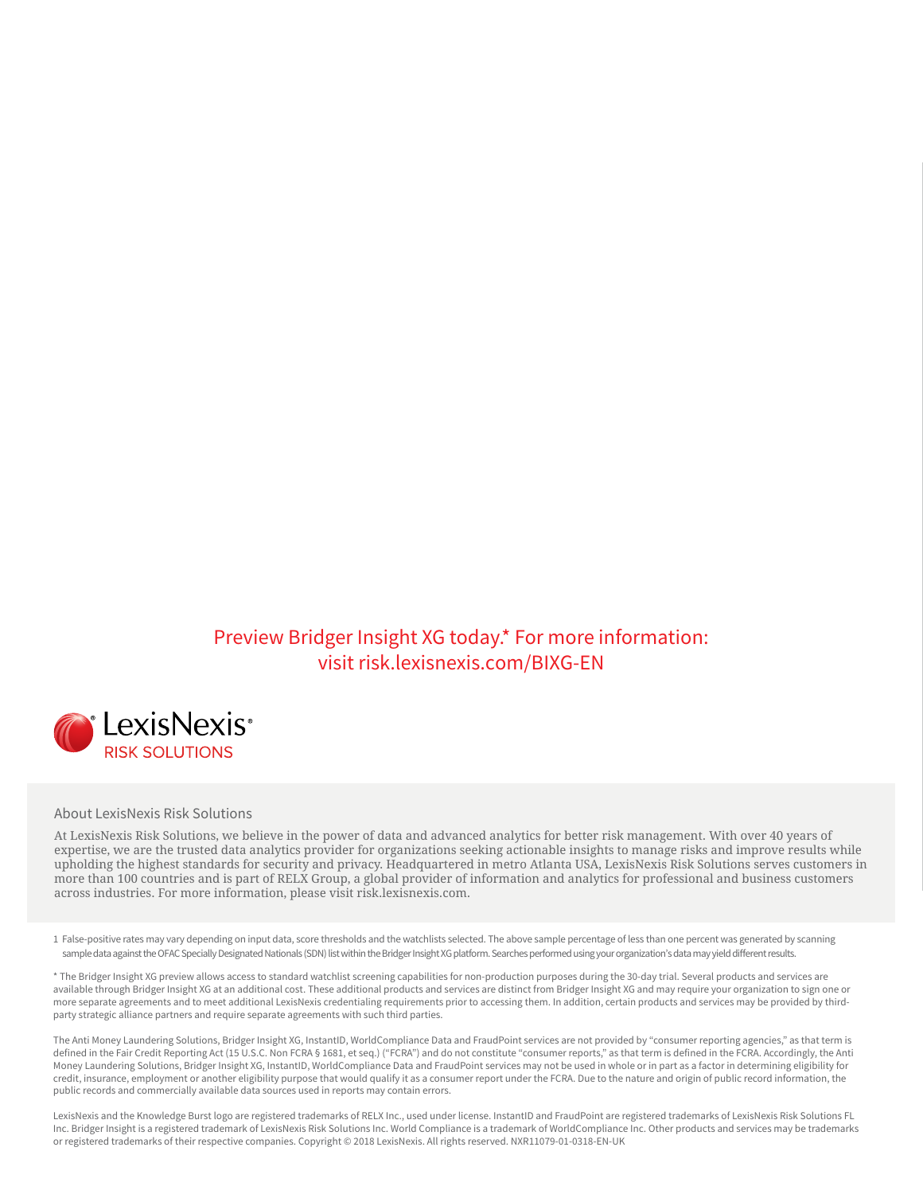Preview Bridger Insight XG today.* For more information:
visit risk.lexisnexis.com/BIXG-EN

LexisNexis® RISK SOLUTIONS

## About LexisNexis Risk Solutions

At LexisNexis Risk Solutions, we believe in the power of data and advanced analytics for better risk management. With over 40 years of expertise, we are the trusted data analytics provider for organizations seeking actionable insights to manage risks and improve results while upholding the highest standards for security and privacy. Headquartered in metro Atlanta USA, LexisNexis Risk Solutions serves customers in more than 100 countries and is part of RELX Group, a global provider of information and analytics for professional and business customers across industries. For more information, please visit risk.lexisnexis.com.

1 False-positive rates may vary depending on input data, score thresholds and the watchlists selected. The above sample percentage of less than one percent was generated by scanning sample data against the OFAC Specially Designated Nationals (SDN) list within the Bridger Insight XG platform. Searches performed using your organization's data may yield different results.

* The Bridger Insight XG preview allows access to standard watchlist screening capabilities for non-production purposes during the 30-day trial. Several products and services are available through Bridger Insight XG at an additional cost. These additional products and services are distinct from Bridger Insight XG and may require your organization to sign one or more separate agreements and to meet additional LexisNexis credentialing requirements prior to accessing them. In addition, certain products and services may be provided by third-party strategic alliance partners and require separate agreements with such third parties.

The Anti Money Laundering Solutions, Bridger Insight XG, InstantID, WorldCompliance Data and FraudPoint services are not provided by "consumer reporting agencies," as that term is defined in the Fair Credit Reporting Act (15 U.S.C. Non FCRA § 1681, et seq.) ("FCRA") and do not constitute "consumer reports," as that term is defined in the FCRA. Accordingly, the Anti Money Laundering Solutions, Bridger Insight XG, InstantID, WorldCompliance Data and FraudPoint services may not be used in whole or in part as a factor in determining eligibility for credit, insurance, employment or another eligibility purpose that would qualify it as a consumer report under the FCRA. Due to the nature and origin of public record information, the public records and commercially available data sources used in reports may contain errors.

LexisNexis and the Knowledge Burst logo are registered trademarks of RELX Inc., used under license. InstantID and FraudPoint are registered trademarks of LexisNexis Risk Solutions FL Inc. Bridger Insight is a registered trademark of LexisNexis Risk Solutions Inc. World Compliance is a trademark of WorldCompliance Inc. Other products and services may be trademarks or registered trademarks of their respective companies. Copyright © 2018 LexisNexis. All rights reserved. NXR11079-01-0318-EN-UK